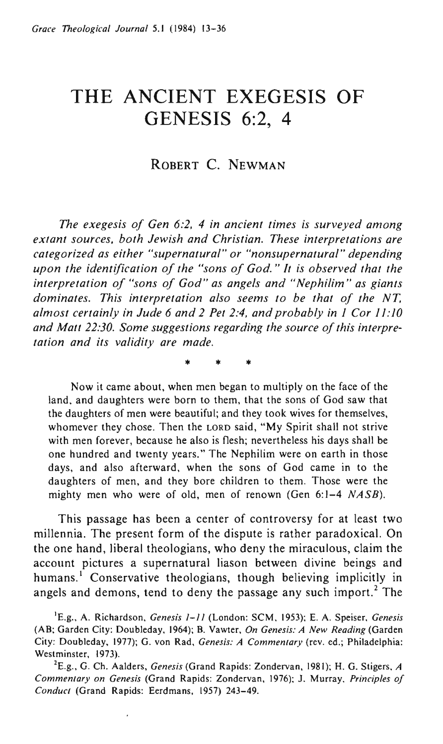# THE ANCIENT EXEGESIS OF GENESIS 6:2, 4

ROBERT C. NEWMAN

*The exegesis of Gen 6:2, 4 in ancient times is surveyed among extant sources, both Jewish and Christian. These interpretations are categorized as either "supernatural" or "nonsupernatural" depending upon the identification of the "sons of God." It is observed that the interpretation of "sons of God" as angels and "Nephilim" as giants dominates. This interpretation also seems to be that of the NT, almost certainly in Jude 6 and 2 Pet 2:4, and probably in 1 Cor 11:10 and Matt 22:30. Some suggestions regarding the source of this interpretation and its validity are made.*

\* \* \*

Now it came about, when men began to multiply on the face of the land, and daughters were born to them, that the sons of God saw that the daughters of men were beautiful; and they took wives for themselves, whomever they chose. Then the LORD said, "My Spirit shall not strive with men forever, because he also is flesh; nevertheless his days shall be one hundred and twenty years." The Nephilim were on earth in those days, and also afterward, when the sons of God came in to the daughters of men, and they bore children to them. Those were the mighty men who were of old, men of renown (Gen 6:1–4 *NASB*).

This passage has been a center of controversy for at least two millennia. The present form of the dispute is rather paradoxical. On the one hand, liberal theologians, who deny the miraculous, claim the account pictures a supernatural liason between divine beings and humans.[1] Conservative theologians, though believing implicitly in angels and demons, tend to deny the passage any such import.[2] The

[1]E.g., A. Richardson, *Genesis 1–11* (London: SCM, 1953); E. A. Speiser, *Genesis* (AB; Garden City: Doubleday, 1964); B. Vawter, *On Genesis: A New Reading* (Garden City: Doubleday, 1977); G. von Rad, *Genesis: A Commentary* (rev. ed.; Philadelphia: Westminster, 1973).

[2]E.g., G. Ch. Aalders, *Genesis* (Grand Rapids: Zondervan, 1981); H. G. Stigers, *A Commentary on Genesis* (Grand Rapids: Zondervan, 1976); J. Murray, *Principles of Conduct* (Grand Rapids: Eerdmans, 1957) 243–49.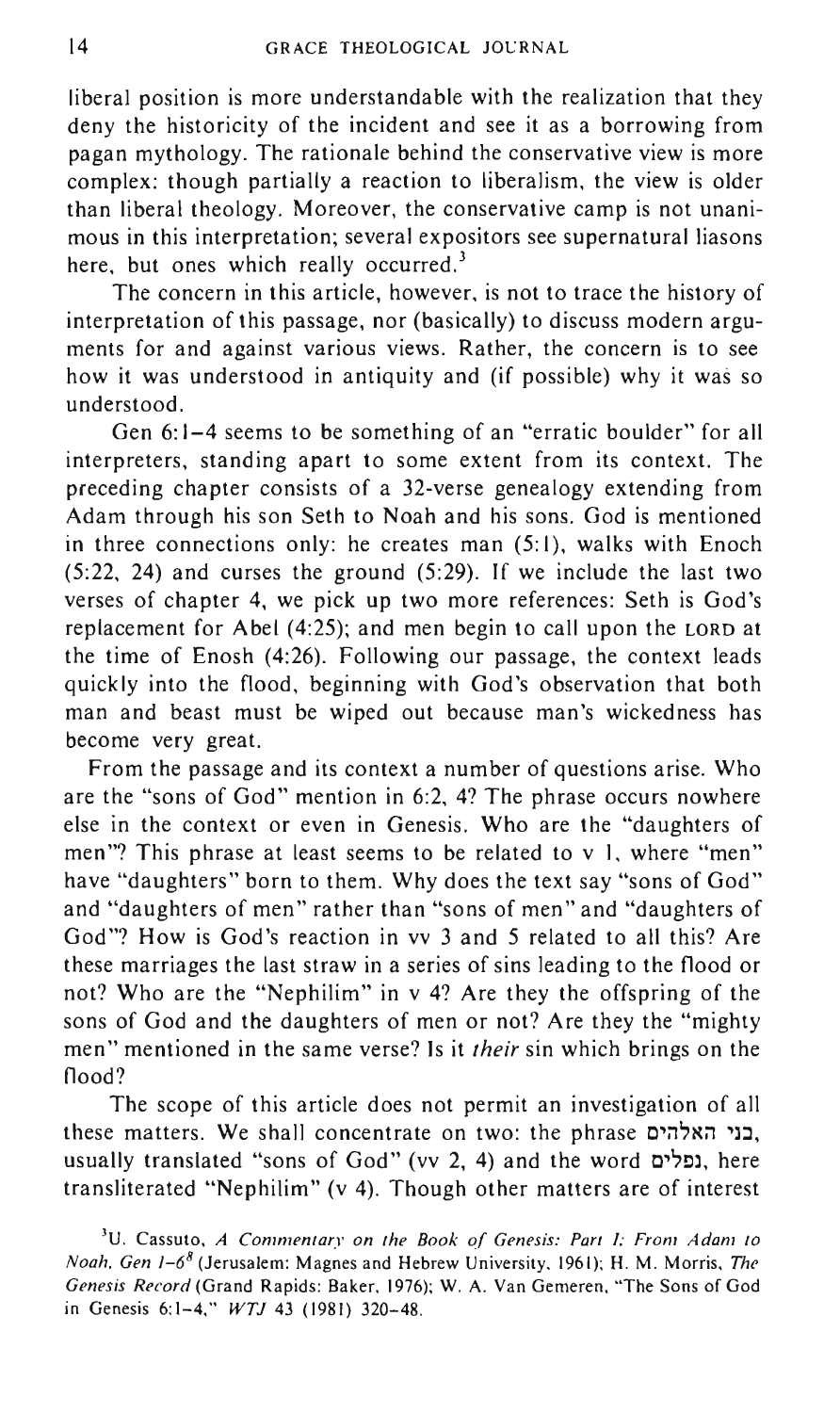liberal position is more understandable with the realization that they deny the historicity of the incident and see it as a borrowing from pagan mythology. The rationale behind the conservative view is more complex: though partially a reaction to liberalism, the view is older than liberal theology. Moreover, the conservative camp is not unanimous in this interpretation; several expositors see supernatural liasons here, but ones which really occurred.[3]

The concern in this article, however, is not to trace the history of interpretation of this passage, nor (basically) to discuss modern arguments for and against various views. Rather, the concern is to see how it was understood in antiquity and (if possible) why it was so understood.

Gen 6:1–4 seems to be something of an "erratic boulder" for all interpreters, standing apart to some extent from its context. The preceding chapter consists of a 32-verse genealogy extending from Adam through his son Seth to Noah and his sons. God is mentioned in three connections only: he creates man (5:1), walks with Enoch (5:22, 24) and curses the ground (5:29). If we include the last two verses of chapter 4, we pick up two more references: Seth is God's replacement for Abel (4:25); and men begin to call upon the LORD at the time of Enosh (4:26). Following our passage, the context leads quickly into the flood, beginning with God's observation that both man and beast must be wiped out because man's wickedness has become very great.

From the passage and its context a number of questions arise. Who are the "sons of God" mention in 6:2, 4? The phrase occurs nowhere else in the context or even in Genesis. Who are the "daughters of men"? This phrase at least seems to be related to v 1, where "men" have "daughters" born to them. Why does the text say "sons of God" and "daughters of men" rather than "sons of men" and "daughters of God"? How is God's reaction in vv 3 and 5 related to all this? Are these marriages the last straw in a series of sins leading to the flood or not? Who are the "Nephilim" in v 4? Are they the offspring of the sons of God and the daughters of men or not? Are they the "mighty men" mentioned in the same verse? Is it *their* sin which brings on the flood?

The scope of this article does not permit an investigation of all these matters. We shall concentrate on two: the phrase בני האלהים, usually translated "sons of God" (vv 2, 4) and the word נפלים, here transliterated "Nephilim" (v 4). Though other matters are of interest

[3] U. Cassuto, *A Commentary on the Book of Genesis: Part I: From Adam to Noah, Gen 1–6⁸* (Jerusalem: Magnes and Hebrew University, 1961); H. M. Morris, *The Genesis Record* (Grand Rapids: Baker, 1976); W. A. Van Gemeren, "The Sons of God in Genesis 6:1–4," *WTJ* 43 (1981) 320–48.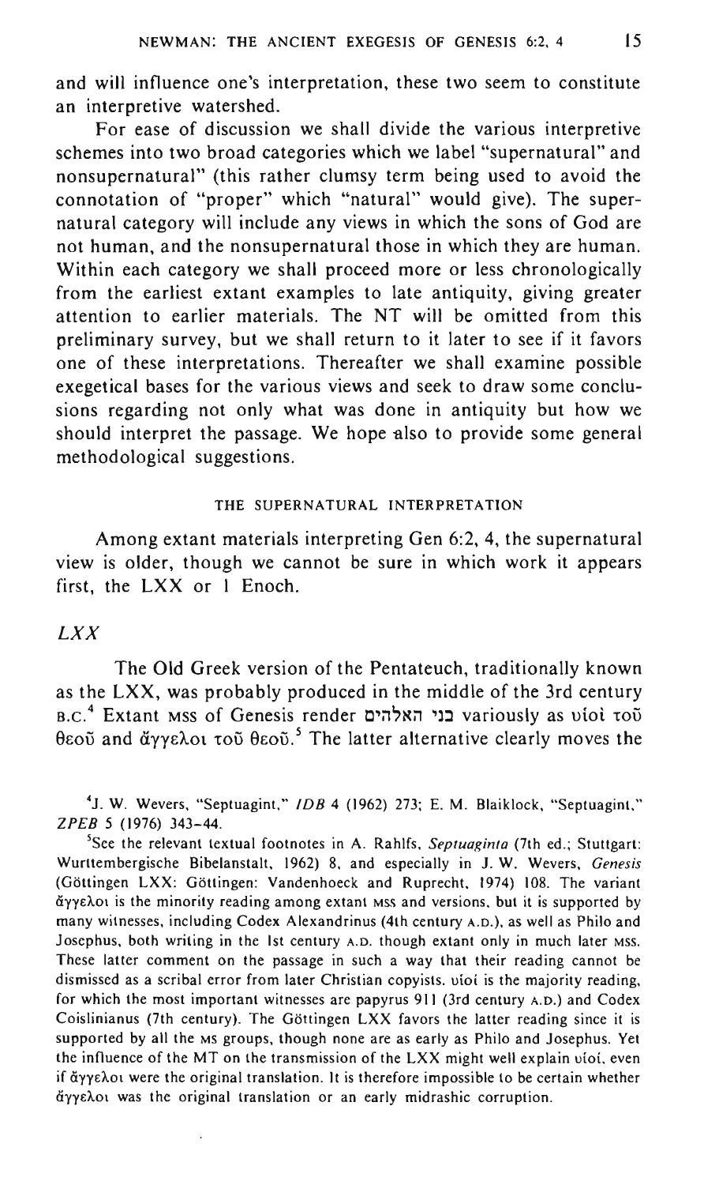and will influence one's interpretation, these two seem to constitute an interpretive watershed.

For ease of discussion we shall divide the various interpretive schemes into two broad categories which we label "supernatural" and nonsupernatural" (this rather clumsy term being used to avoid the connotation of "proper" which "natural" would give). The supernatural category will include any views in which the sons of God are not human, and the nonsupernatural those in which they are human. Within each category we shall proceed more or less chronologically from the earliest extant examples to late antiquity, giving greater attention to earlier materials. The NT will be omitted from this preliminary survey, but we shall return to it later to see if it favors one of these interpretations. Thereafter we shall examine possible exegetical bases for the various views and seek to draw some conclusions regarding not only what was done in antiquity but how we should interpret the passage. We hope also to provide some general methodological suggestions.

## THE SUPERNATURAL INTERPRETATION

Among extant materials interpreting Gen 6:2, 4, the supernatural view is older, though we cannot be sure in which work it appears first, the LXX or 1 Enoch.

### *LXX*

The Old Greek version of the Pentateuch, traditionally known as the LXX, was probably produced in the middle of the 3rd century B.C.[4] Extant MSS of Genesis render בני האלהים variously as υἱοὶ τοῦ θεοῦ and ἄγγελοι τοῦ θεοῦ.[5] The latter alternative clearly moves the

---

[4] J. W. Wevers, "Septuagint," *IDB* 4 (1962) 273; E. M. Blaiklock, "Septuagint," *ZPEB* 5 (1976) 343–44.

[5] See the relevant textual footnotes in A. Rahlfs, *Septuaginta* (7th ed.; Stuttgart: Wurttembergische Bibelanstalt, 1962) 8, and especially in J. W. Wevers, *Genesis* (Göttingen LXX: Göttingen: Vandenhoeck and Ruprecht, 1974) 108. The variant ἄγγελοι is the minority reading among extant MSS and versions, but it is supported by many witnesses, including Codex Alexandrinus (4th century A.D.), as well as Philo and Josephus, both writing in the 1st century A.D. though extant only in much later MSS. These latter comment on the passage in such a way that their reading cannot be dismissed as a scribal error from later Christian copyists. υἱοί is the majority reading, for which the most important witnesses are papyrus 911 (3rd century A.D.) and Codex Coislinianus (7th century). The Göttingen LXX favors the latter reading since it is supported by all the MS groups, though none are as early as Philo and Josephus. Yet the influence of the MT on the transmission of the LXX might well explain υἱοί, even if ἄγγελοι were the original translation. It is therefore impossible to be certain whether ἄγγελοι was the original translation or an early midrashic corruption.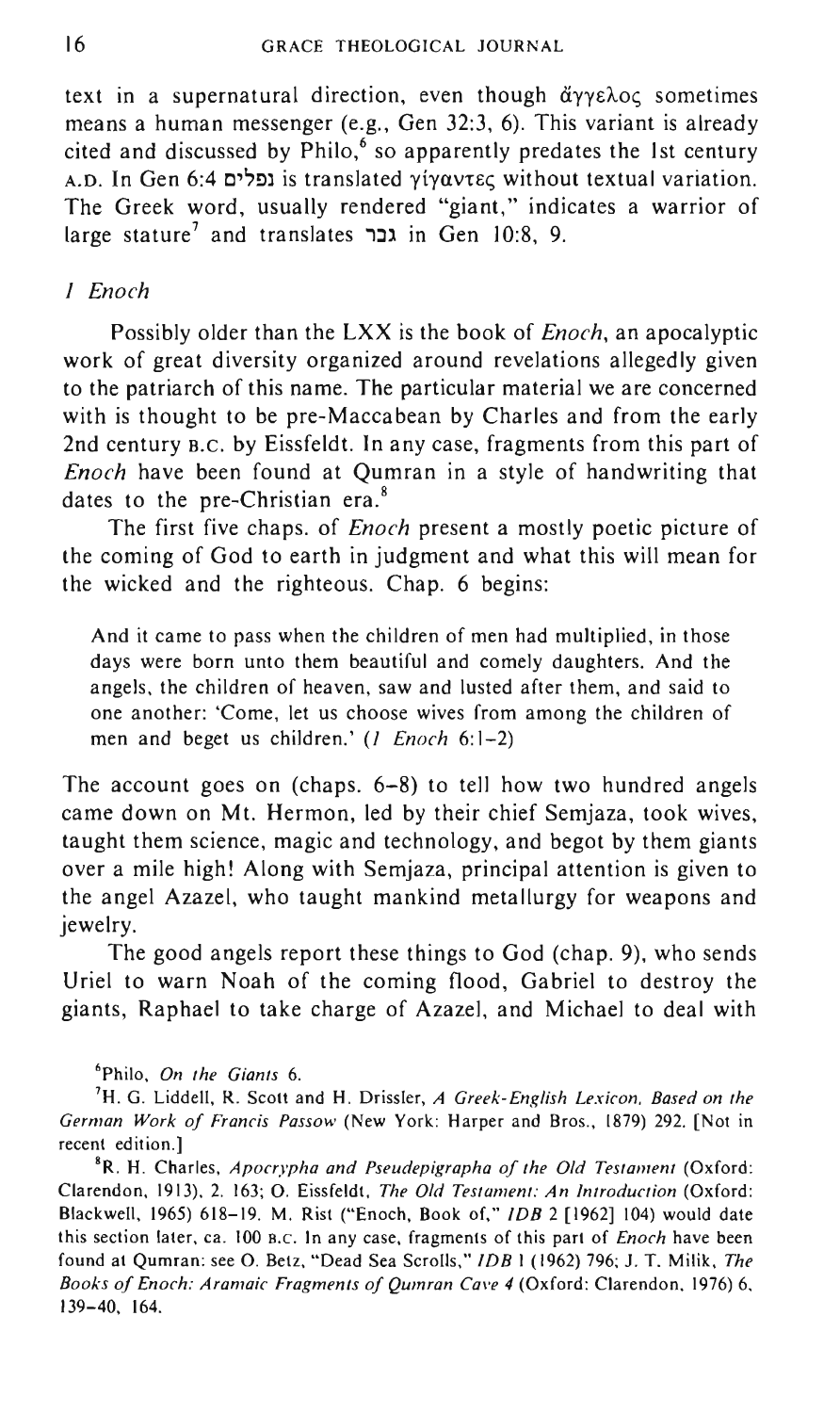text in a supernatural direction, even though ἄγγελος sometimes means a human messenger (e.g., Gen 32:3, 6). This variant is already cited and discussed by Philo,[6] so apparently predates the 1st century A.D. In Gen 6:4 נפלים is translated γίγαντες without textual variation. The Greek word, usually rendered "giant," indicates a warrior of large stature[7] and translates גבר in Gen 10:8, 9.

### *1 Enoch*

Possibly older than the LXX is the book of *Enoch*, an apocalyptic work of great diversity organized around revelations allegedly given to the patriarch of this name. The particular material we are concerned with is thought to be pre-Maccabean by Charles and from the early 2nd century B.C. by Eissfeldt. In any case, fragments from this part of *Enoch* have been found at Qumran in a style of handwriting that dates to the pre-Christian era.[8]

The first five chaps. of *Enoch* present a mostly poetic picture of the coming of God to earth in judgment and what this will mean for the wicked and the righteous. Chap. 6 begins:

> And it came to pass when the children of men had multiplied, in those days were born unto them beautiful and comely daughters. And the angels, the children of heaven, saw and lusted after them, and said to one another: 'Come, let us choose wives from among the children of men and beget us children.' (*1 Enoch* 6:1–2)

The account goes on (chaps. 6–8) to tell how two hundred angels came down on Mt. Hermon, led by their chief Semjaza, took wives, taught them science, magic and technology, and begot by them giants over a mile high! Along with Semjaza, principal attention is given to the angel Azazel, who taught mankind metallurgy for weapons and jewelry.

The good angels report these things to God (chap. 9), who sends Uriel to warn Noah of the coming flood, Gabriel to destroy the giants, Raphael to take charge of Azazel, and Michael to deal with

---

[6] Philo, *On the Giants* 6.

[7] H. G. Liddell, R. Scott and H. Drissler, *A Greek-English Lexicon, Based on the German Work of Francis Passow* (New York: Harper and Bros., 1879) 292. [Not in recent edition.]

[8] R. H. Charles, *Apocrypha and Pseudepigrapha of the Old Testament* (Oxford: Clarendon, 1913), 2. 163; O. Eissfeldt, *The Old Testament: An Introduction* (Oxford: Blackwell, 1965) 618–19. M. Rist ("Enoch, Book of," *IDB* 2 [1962] 104) would date this section later, ca. 100 B.C. In any case, fragments of this part of *Enoch* have been found at Qumran: see O. Betz, "Dead Sea Scrolls," *IDB* 1 (1962) 796; J. T. Milik, *The Books of Enoch: Aramaic Fragments of Qumran Cave 4* (Oxford: Clarendon, 1976) 6, 139–40, 164.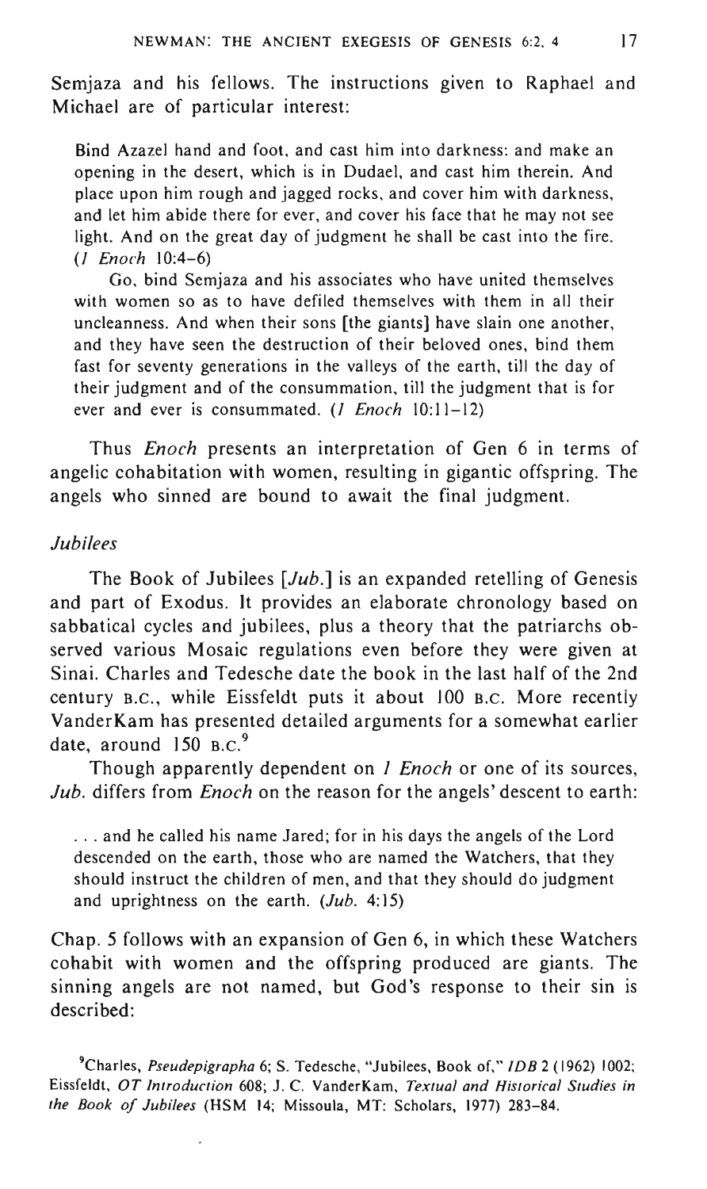Semjaza and his fellows. The instructions given to Raphael and Michael are of particular interest:

> Bind Azazel hand and foot, and cast him into darkness: and make an opening in the desert, which is in Dudael, and cast him therein. And place upon him rough and jagged rocks, and cover him with darkness, and let him abide there for ever, and cover his face that he may not see light. And on the great day of judgment he shall be cast into the fire. (*1 Enoch* 10:4–6)
>
> Go, bind Semjaza and his associates who have united themselves with women so as to have defiled themselves with them in all their uncleanness. And when their sons [the giants] have slain one another, and they have seen the destruction of their beloved ones, bind them fast for seventy generations in the valleys of the earth, till the day of their judgment and of the consummation, till the judgment that is for ever and ever is consummated. (*1 Enoch* 10:11–12)

Thus *Enoch* presents an interpretation of Gen 6 in terms of angelic cohabitation with women, resulting in gigantic offspring. The angels who sinned are bound to await the final judgment.

### *Jubilees*

The Book of Jubilees [*Jub.*] is an expanded retelling of Genesis and part of Exodus. It provides an elaborate chronology based on sabbatical cycles and jubilees, plus a theory that the patriarchs observed various Mosaic regulations even before they were given at Sinai. Charles and Tedesche date the book in the last half of the 2nd century B.C., while Eissfeldt puts it about 100 B.C. More recently VanderKam has presented detailed arguments for a somewhat earlier date, around 150 B.C.[9]

Though apparently dependent on *1 Enoch* or one of its sources, *Jub.* differs from *Enoch* on the reason for the angels' descent to earth:

> . . . and he called his name Jared; for in his days the angels of the Lord descended on the earth, those who are named the Watchers, that they should instruct the children of men, and that they should do judgment and uprightness on the earth. (*Jub.* 4:15)

Chap. 5 follows with an expansion of Gen 6, in which these Watchers cohabit with women and the offspring produced are giants. The sinning angels are not named, but God's response to their sin is described:

---

[9] Charles, *Pseudepigrapha* 6; S. Tedesche, "Jubilees, Book of," *IDB* 2 (1962) 1002; Eissfeldt, *OT Introduction* 608; J. C. VanderKam, *Textual and Historical Studies in the Book of Jubilees* (HSM 14; Missoula, MT: Scholars, 1977) 283–84.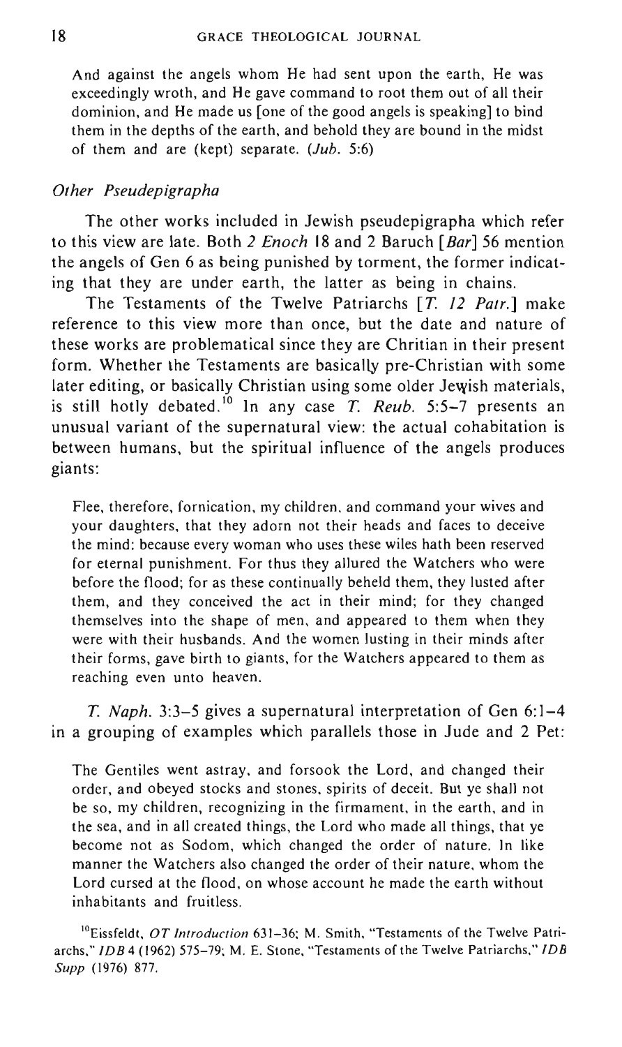And against the angels whom He had sent upon the earth, He was exceedingly wroth, and He gave command to root them out of all their dominion, and He made us [one of the good angels is speaking] to bind them in the depths of the earth, and behold they are bound in the midst of them and are (kept) separate. (*Jub.* 5:6)

### *Other Pseudepigrapha*

The other works included in Jewish pseudepigrapha which refer to this view are late. Both *2 Enoch* 18 and 2 Baruch [*Bar*] 56 mention the angels of Gen 6 as being punished by torment, the former indicating that they are under earth, the latter as being in chains.

The Testaments of the Twelve Patriarchs [*T. 12 Patr.*] make reference to this view more than once, but the date and nature of these works are problematical since they are Chritian in their present form. Whether the Testaments are basically pre-Christian with some later editing, or basically Christian using some older Jewish materials, is still hotly debated.[10] In any case *T. Reub.* 5:5–7 presents an unusual variant of the supernatural view: the actual cohabitation is between humans, but the spiritual influence of the angels produces giants:

Flee, therefore, fornication, my children, and command your wives and your daughters, that they adorn not their heads and faces to deceive the mind: because every woman who uses these wiles hath been reserved for eternal punishment. For thus they allured the Watchers who were before the flood; for as these continually beheld them, they lusted after them, and they conceived the act in their mind; for they changed themselves into the shape of men, and appeared to them when they were with their husbands. And the women lusting in their minds after their forms, gave birth to giants, for the Watchers appeared to them as reaching even unto heaven.

*T. Naph.* 3:3–5 gives a supernatural interpretation of Gen 6:1–4 in a grouping of examples which parallels those in Jude and 2 Pet:

The Gentiles went astray, and forsook the Lord, and changed their order, and obeyed stocks and stones, spirits of deceit. But ye shall not be so, my children, recognizing in the firmament, in the earth, and in the sea, and in all created things, the Lord who made all things, that ye become not as Sodom, which changed the order of nature. In like manner the Watchers also changed the order of their nature, whom the Lord cursed at the flood, on whose account he made the earth without inhabitants and fruitless.

[10] Eissfeldt, *OT Introduction* 631–36; M. Smith, "Testaments of the Twelve Patriarchs," *IDB* 4 (1962) 575–79; M. E. Stone, "Testaments of the Twelve Patriarchs," *IDB Supp* (1976) 877.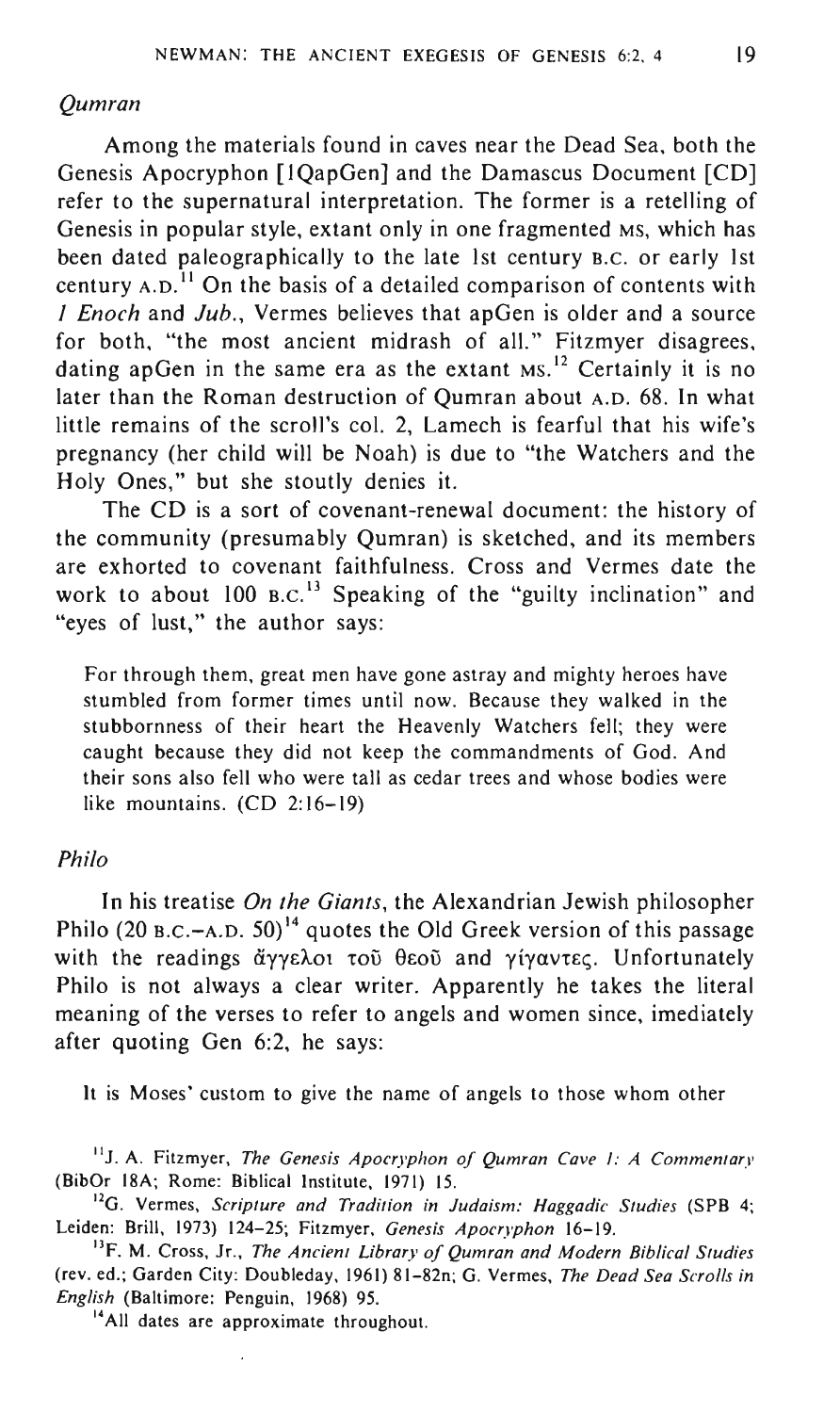### *Qumran*

Among the materials found in caves near the Dead Sea, both the Genesis Apocryphon [1QapGen] and the Damascus Document [CD] refer to the supernatural interpretation. The former is a retelling of Genesis in popular style, extant only in one fragmented MS, which has been dated paleographically to the late 1st century B.C. or early 1st century A.D.[11] On the basis of a detailed comparison of contents with *1 Enoch* and *Jub.*, Vermes believes that apGen is older and a source for both, "the most ancient midrash of all." Fitzmyer disagrees, dating apGen in the same era as the extant MS.[12] Certainly it is no later than the Roman destruction of Qumran about A.D. 68. In what little remains of the scroll's col. 2, Lamech is fearful that his wife's pregnancy (her child will be Noah) is due to "the Watchers and the Holy Ones," but she stoutly denies it.

The CD is a sort of covenant-renewal document: the history of the community (presumably Qumran) is sketched, and its members are exhorted to covenant faithfulness. Cross and Vermes date the work to about 100 B.C.[13] Speaking of the "guilty inclination" and "eyes of lust," the author says:

> For through them, great men have gone astray and mighty heroes have stumbled from former times until now. Because they walked in the stubbornness of their heart the Heavenly Watchers fell; they were caught because they did not keep the commandments of God. And their sons also fell who were tall as cedar trees and whose bodies were like mountains. (CD 2:16–19)

### *Philo*

In his treatise *On the Giants*, the Alexandrian Jewish philosopher Philo (20 B.C.–A.D. 50)[14] quotes the Old Greek version of this passage with the readings ἄγγελοι τοῦ θεοῦ and γίγαντες. Unfortunately Philo is not always a clear writer. Apparently he takes the literal meaning of the verses to refer to angels and women since, imediately after quoting Gen 6:2, he says:

> It is Moses' custom to give the name of angels to those whom other

[11] J. A. Fitzmyer, *The Genesis Apocryphon of Qumran Cave 1: A Commentary* (BibOr 18A; Rome: Biblical Institute, 1971) 15.

[12] G. Vermes, *Scripture and Tradition in Judaism: Haggadic Studies* (SPB 4; Leiden: Brill, 1973) 124–25; Fitzmyer, *Genesis Apocryphon* 16–19.

[13] F. M. Cross, Jr., *The Ancient Library of Qumran and Modern Biblical Studies* (rev. ed.; Garden City: Doubleday, 1961) 81–82n; G. Vermes, *The Dead Sea Scrolls in English* (Baltimore: Penguin, 1968) 95.

[14] All dates are approximate throughout.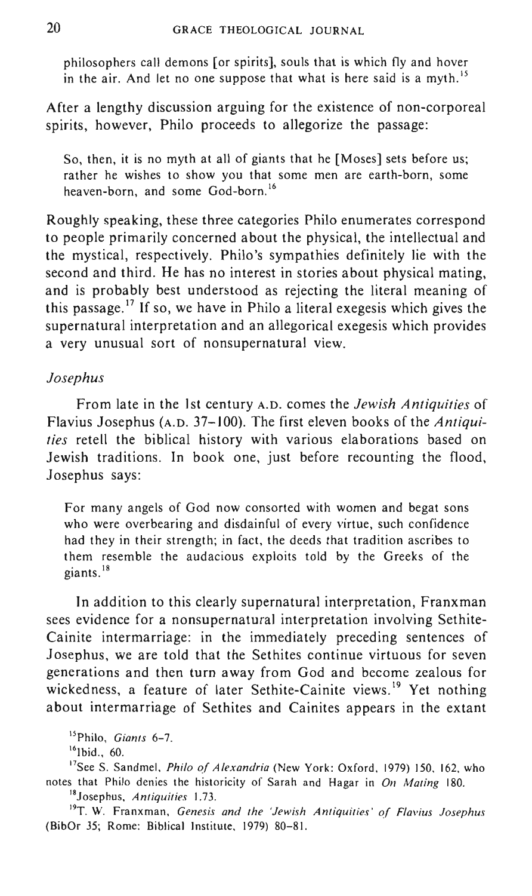philosophers call demons [or spirits], souls that is which fly and hover in the air. And let no one suppose that what is here said is a myth.[15]

After a lengthy discussion arguing for the existence of non-corporeal spirits, however, Philo proceeds to allegorize the passage:

> So, then, it is no myth at all of giants that he [Moses] sets before us; rather he wishes to show you that some men are earth-born, some heaven-born, and some God-born.[16]

Roughly speaking, these three categories Philo enumerates correspond to people primarily concerned about the physical, the intellectual and the mystical, respectively. Philo's sympathies definitely lie with the second and third. He has no interest in stories about physical mating, and is probably best understood as rejecting the literal meaning of this passage.[17] If so, we have in Philo a literal exegesis which gives the supernatural interpretation and an allegorical exegesis which provides a very unusual sort of nonsupernatural view.

### *Josephus*

From late in the 1st century A.D. comes the *Jewish Antiquities* of Flavius Josephus (A.D. 37–100). The first eleven books of the *Antiquities* retell the biblical history with various elaborations based on Jewish traditions. In book one, just before recounting the flood, Josephus says:

> For many angels of God now consorted with women and begat sons who were overbearing and disdainful of every virtue, such confidence had they in their strength; in fact, the deeds that tradition ascribes to them resemble the audacious exploits told by the Greeks of the giants.[18]

In addition to this clearly supernatural interpretation, Franxman sees evidence for a nonsupernatural interpretation involving Sethite-Cainite intermarriage: in the immediately preceding sentences of Josephus, we are told that the Sethites continue virtuous for seven generations and then turn away from God and become zealous for wickedness, a feature of later Sethite-Cainite views.[19] Yet nothing about intermarriage of Sethites and Cainites appears in the extant

[15] Philo, *Giants* 6–7.

[16] Ibid., 60.

[17] See S. Sandmel, *Philo of Alexandria* (New York: Oxford, 1979) 150, 162, who notes that Philo denies the historicity of Sarah and Hagar in *On Mating* 180.

[18] Josephus, *Antiquities* 1.73.

[19] T. W. Franxman, *Genesis and the 'Jewish Antiquities' of Flavius Josephus* (BibOr 35; Rome: Biblical Institute, 1979) 80–81.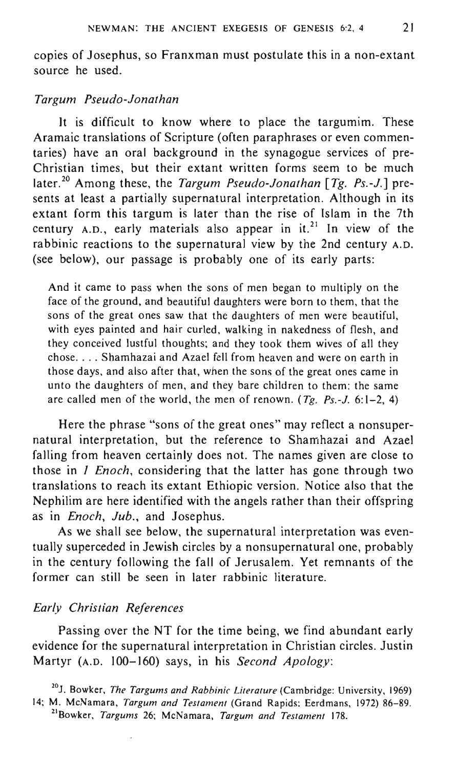copies of Josephus, so Franxman must postulate this in a non-extant source he used.

### *Targum Pseudo-Jonathan*

It is difficult to know where to place the targumim. These Aramaic translations of Scripture (often paraphrases or even commentaries) have an oral background in the synagogue services of pre-Christian times, but their extant written forms seem to be much later.[20] Among these, the *Targum Pseudo-Jonathan* [*Tg. Ps.-J.*] presents at least a partially supernatural interpretation. Although in its extant form this targum is later than the rise of Islam in the 7th century A.D., early materials also appear in it.[21] In view of the rabbinic reactions to the supernatural view by the 2nd century A.D. (see below), our passage is probably one of its early parts:

> And it came to pass when the sons of men began to multiply on the face of the ground, and beautiful daughters were born to them, that the sons of the great ones saw that the daughters of men were beautiful, with eyes painted and hair curled, walking in nakedness of flesh, and they conceived lustful thoughts; and they took them wives of all they chose. . . . Shamhazai and Azael fell from heaven and were on earth in those days, and also after that, when the sons of the great ones came in unto the daughters of men, and they bare children to them: the same are called men of the world, the men of renown. (*Tg. Ps.-J.* 6:1–2, 4)

Here the phrase "sons of the great ones" may reflect a nonsupernatural interpretation, but the reference to Shamhazai and Azael falling from heaven certainly does not. The names given are close to those in *1 Enoch*, considering that the latter has gone through two translations to reach its extant Ethiopic version. Notice also that the Nephilim are here identified with the angels rather than their offspring as in *Enoch*, *Jub.*, and Josephus.

As we shall see below, the supernatural interpretation was eventually superceded in Jewish circles by a nonsupernatural one, probably in the century following the fall of Jerusalem. Yet remnants of the former can still be seen in later rabbinic literature.

### *Early Christian References*

Passing over the NT for the time being, we find abundant early evidence for the supernatural interpretation in Christian circles. Justin Martyr (A.D. 100–160) says, in his *Second Apology*:

---

[20] J. Bowker, *The Targums and Rabbinic Literature* (Cambridge: University, 1969) 14; M. McNamara, *Targum and Testament* (Grand Rapids: Eerdmans, 1972) 86–89.

[21] Bowker, *Targums* 26; McNamara, *Targum and Testament* 178.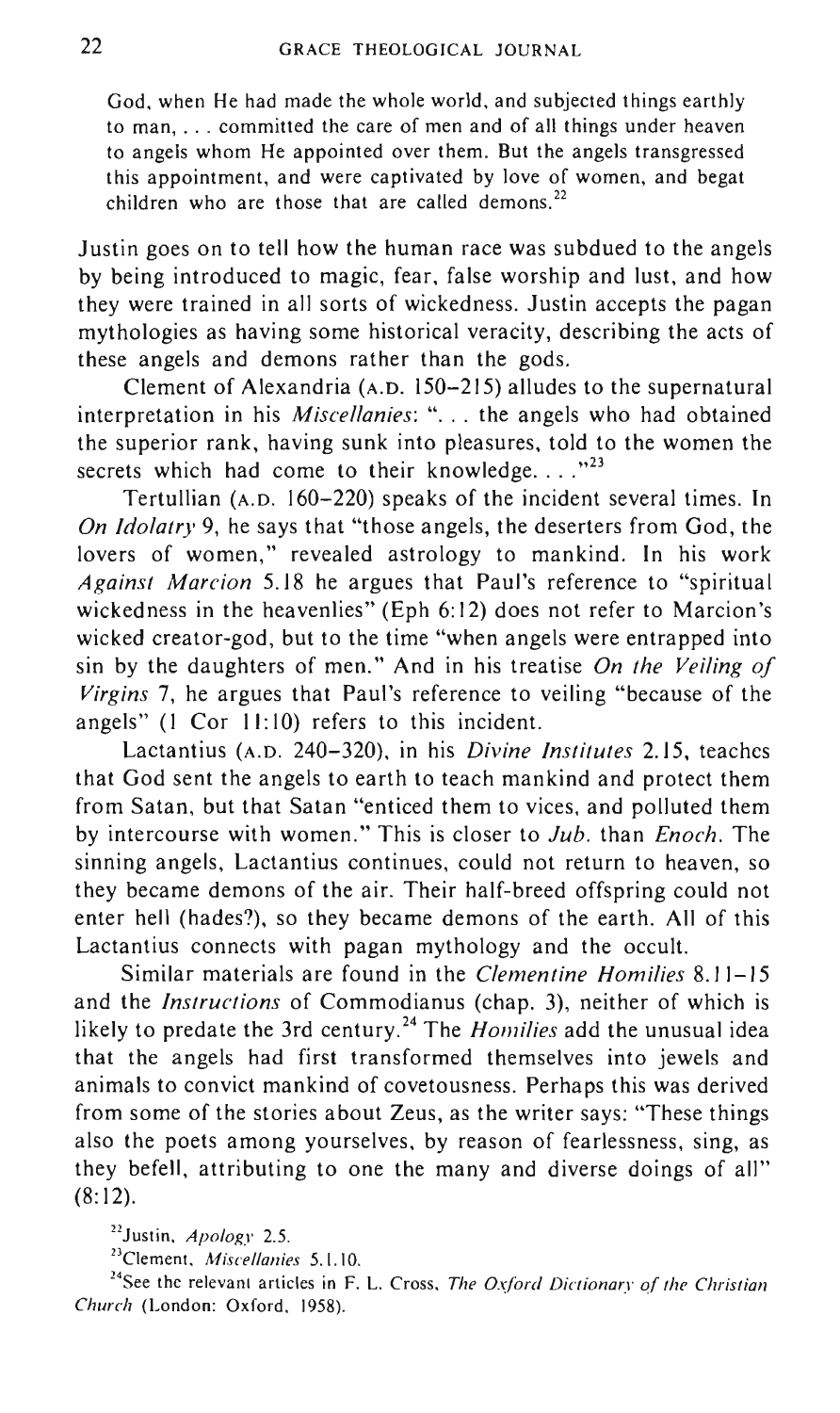God, when He had made the whole world, and subjected things earthly to man, . . . committed the care of men and of all things under heaven to angels whom He appointed over them. But the angels transgressed this appointment, and were captivated by love of women, and begat children who are those that are called demons.[22]

Justin goes on to tell how the human race was subdued to the angels by being introduced to magic, fear, false worship and lust, and how they were trained in all sorts of wickedness. Justin accepts the pagan mythologies as having some historical veracity, describing the acts of these angels and demons rather than the gods.

Clement of Alexandria (A.D. 150–215) alludes to the supernatural interpretation in his *Miscellanies*: ". . . the angels who had obtained the superior rank, having sunk into pleasures, told to the women the secrets which had come to their knowledge. . . ."[23]

Tertullian (A.D. 160–220) speaks of the incident several times. In *On Idolatry* 9, he says that "those angels, the deserters from God, the lovers of women," revealed astrology to mankind. In his work *Against Marcion* 5.18 he argues that Paul's reference to "spiritual wickedness in the heavenlies" (Eph 6:12) does not refer to Marcion's wicked creator-god, but to the time "when angels were entrapped into sin by the daughters of men." And in his treatise *On the Veiling of Virgins* 7, he argues that Paul's reference to veiling "because of the angels" (1 Cor 11:10) refers to this incident.

Lactantius (A.D. 240–320), in his *Divine Institutes* 2.15, teaches that God sent the angels to earth to teach mankind and protect them from Satan, but that Satan "enticed them to vices, and polluted them by intercourse with women." This is closer to *Jub.* than *Enoch*. The sinning angels, Lactantius continues, could not return to heaven, so they became demons of the air. Their half-breed offspring could not enter hell (hades?), so they became demons of the earth. All of this Lactantius connects with pagan mythology and the occult.

Similar materials are found in the *Clementine Homilies* 8.11–15 and the *Instructions* of Commodianus (chap. 3), neither of which is likely to predate the 3rd century.[24] The *Homilies* add the unusual idea that the angels had first transformed themselves into jewels and animals to convict mankind of covetousness. Perhaps this was derived from some of the stories about Zeus, as the writer says: "These things also the poets among yourselves, by reason of fearlessness, sing, as they befell, attributing to one the many and diverse doings of all" (8:12).

[22]Justin, *Apology* 2.5.

[23]Clement, *Miscellanies* 5.1.10.

[24]See the relevant articles in F. L. Cross, *The Oxford Dictionary of the Christian Church* (London: Oxford, 1958).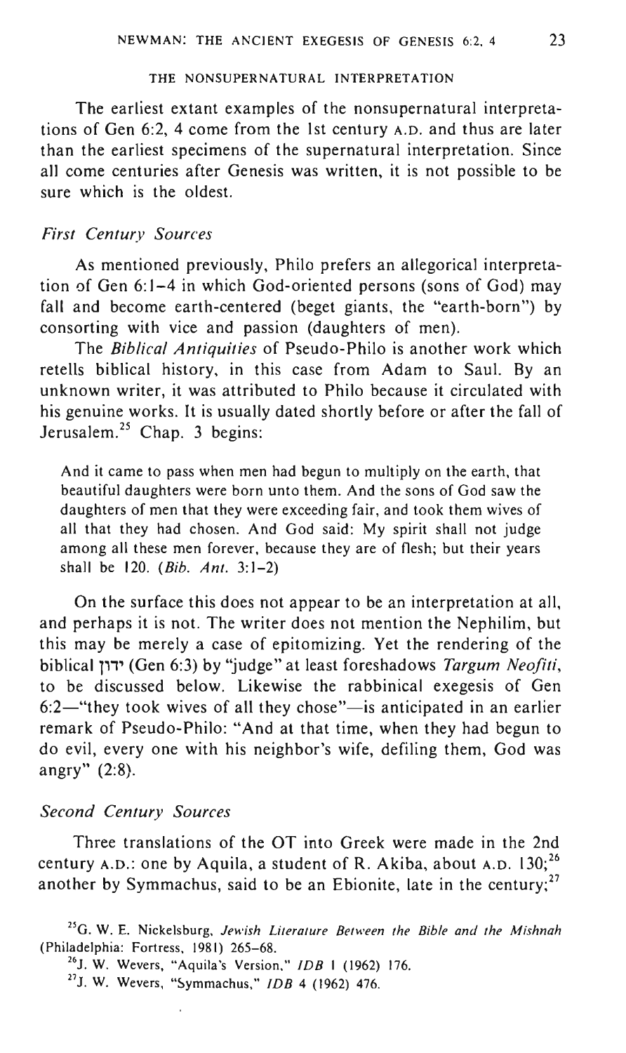## THE NONSUPERNATURAL INTERPRETATION

The earliest extant examples of the nonsupernatural interpretations of Gen 6:2, 4 come from the 1st century A.D. and thus are later than the earliest specimens of the supernatural interpretation. Since all come centuries after Genesis was written, it is not possible to be sure which is the oldest.

### *First Century Sources*

As mentioned previously, Philo prefers an allegorical interpretation of Gen 6:1–4 in which God-oriented persons (sons of God) may fall and become earth-centered (beget giants, the "earth-born") by consorting with vice and passion (daughters of men).

The *Biblical Antiquities* of Pseudo-Philo is another work which retells biblical history, in this case from Adam to Saul. By an unknown writer, it was attributed to Philo because it circulated with his genuine works. It is usually dated shortly before or after the fall of Jerusalem.[25] Chap. 3 begins:

> And it came to pass when men had begun to multiply on the earth, that beautiful daughters were born unto them. And the sons of God saw the daughters of men that they were exceeding fair, and took them wives of all that they had chosen. And God said: My spirit shall not judge among all these men forever, because they are of flesh; but their years shall be 120. (*Bib. Ant.* 3:1–2)

On the surface this does not appear to be an interpretation at all, and perhaps it is not. The writer does not mention the Nephilim, but this may be merely a case of epitomizing. Yet the rendering of the biblical ידון (Gen 6:3) by "judge" at least foreshadows *Targum Neofiti*, to be discussed below. Likewise the rabbinical exegesis of Gen 6:2—"they took wives of all they chose"—is anticipated in an earlier remark of Pseudo-Philo: "And at that time, when they had begun to do evil, every one with his neighbor's wife, defiling them, God was angry" (2:8).

### *Second Century Sources*

Three translations of the OT into Greek were made in the 2nd century A.D.: one by Aquila, a student of R. Akiba, about A.D. 130;[26] another by Symmachus, said to be an Ebionite, late in the century;[27]

[25] G. W. E. Nickelsburg, *Jewish Literature Between the Bible and the Mishnah* (Philadelphia: Fortress, 1981) 265–68.

[26] J. W. Wevers, "Aquila's Version," *IDB* 1 (1962) 176.

[27] J. W. Wevers, "Symmachus," *IDB* 4 (1962) 476.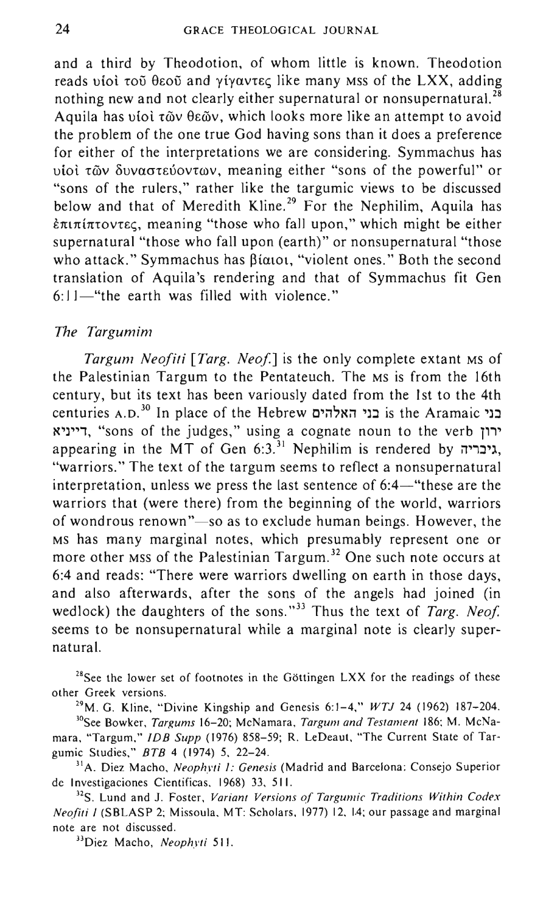and a third by Theodotion, of whom little is known. Theodotion reads υἱοὶ τοῦ θεοῦ and γίγαντες like many MSS of the LXX, adding nothing new and not clearly either supernatural or nonsupernatural.[28] Aquila has υἱοὶ τῶν θεῶν, which looks more like an attempt to avoid the problem of the one true God having sons than it does a preference for either of the interpretations we are considering. Symmachus has υἱοὶ τῶν δυναστευόντων, meaning either "sons of the powerful" or "sons of the rulers," rather like the targumic views to be discussed below and that of Meredith Kline.[29] For the Nephilim, Aquila has ἐπιπίπτοντες, meaning "those who fall upon," which might be either supernatural "those who fall upon (earth)" or nonsupernatural "those who attack." Symmachus has βίαιοι, "violent ones." Both the second translation of Aquila's rendering and that of Symmachus fit Gen 6:11—"the earth was filled with violence."

## *The Targumim*

*Targum Neofiti* [*Targ. Neof.*] is the only complete extant MS of the Palestinian Targum to the Pentateuch. The MS is from the 16th century, but its text has been variously dated from the 1st to the 4th centuries A.D.[30] In place of the Hebrew בני האלהים is the Aramaic בני דייניא, "sons of the judges," using a cognate noun to the verb ידון appearing in the MT of Gen 6:3.[31] Nephilim is rendered by גיבריה, "warriors." The text of the targum seems to reflect a nonsupernatural interpretation, unless we press the last sentence of 6:4—"these are the warriors that (were there) from the beginning of the world, warriors of wondrous renown"—so as to exclude human beings. However, the MS has many marginal notes, which presumably represent one or more other MSS of the Palestinian Targum.[32] One such note occurs at 6:4 and reads: "There were warriors dwelling on earth in those days, and also afterwards, after the sons of the angels had joined (in wedlock) the daughters of the sons."[33] Thus the text of *Targ. Neof.* seems to be nonsupernatural while a marginal note is clearly supernatural.

---

[28]See the lower set of footnotes in the Göttingen LXX for the readings of these other Greek versions.

[29]M. G. Kline, "Divine Kingship and Genesis 6:1–4," *WTJ* 24 (1962) 187–204.

[30]See Bowker, *Targums* 16–20; McNamara, *Targum and Testament* 186; M. McNamara, "Targum," *IDB Supp* (1976) 858–59; R. LeDeaut, "The Current State of Targumic Studies," *BTB* 4 (1974) 5, 22–24.

[31]A. Diez Macho, *Neophyti 1: Genesis* (Madrid and Barcelona: Consejo Superior de Investigaciones Cientificas, 1968) 33, 511.

[32]S. Lund and J. Foster, *Variant Versions of Targumic Traditions Within Codex Neofiti 1* (SBLASP 2; Missoula, MT: Scholars, 1977) 12, 14; our passage and marginal note are not discussed.

[33]Diez Macho, *Neophyti* 511.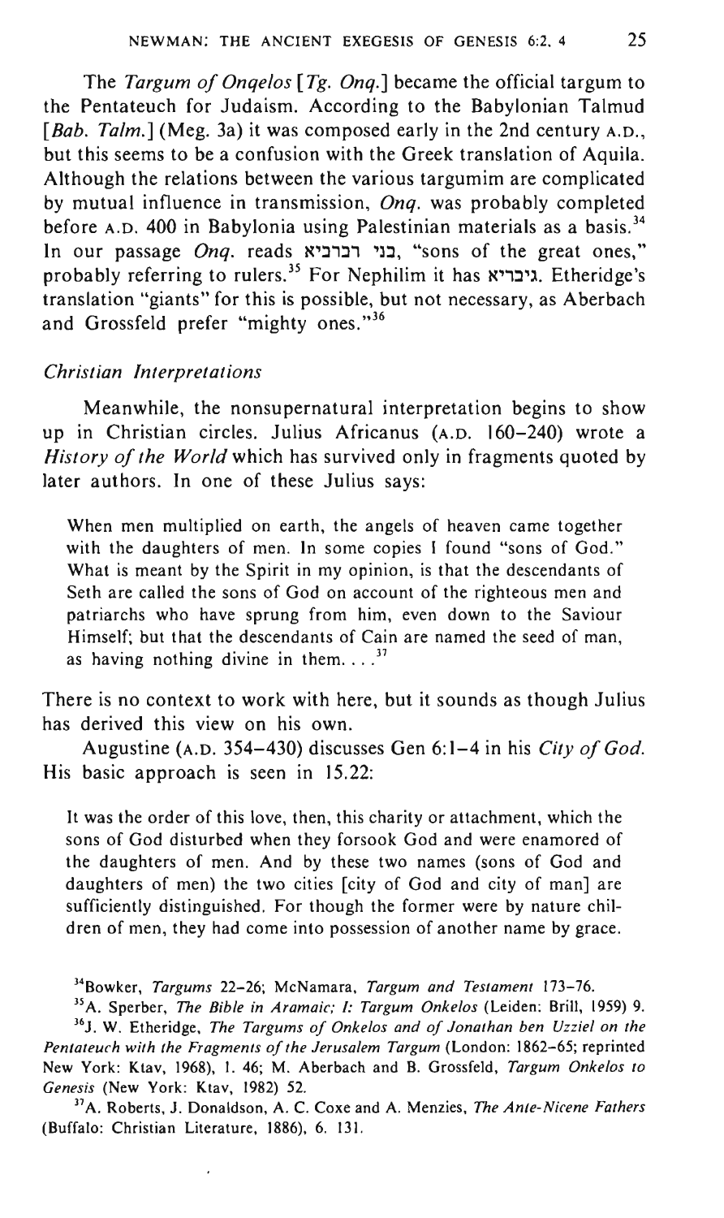The *Targum of Onqelos* [*Tg. Onq.*] became the official targum to the Pentateuch for Judaism. According to the Babylonian Talmud [*Bab. Talm.*] (Meg. 3a) it was composed early in the 2nd century A.D., but this seems to be a confusion with the Greek translation of Aquila. Although the relations between the various targumim are complicated by mutual influence in transmission, *Onq.* was probably completed before A.D. 400 in Babylonia using Palestinian materials as a basis.[34] In our passage *Onq.* reads בני רברביא, "sons of the great ones," probably referring to rulers.[35] For Nephilim it has גיבריא. Etheridge's translation "giants" for this is possible, but not necessary, as Aberbach and Grossfeld prefer "mighty ones."[36]

*Christian Interpretations*

Meanwhile, the nonsupernatural interpretation begins to show up in Christian circles. Julius Africanus (A.D. 160–240) wrote a *History of the World* which has survived only in fragments quoted by later authors. In one of these Julius says:

> When men multiplied on earth, the angels of heaven came together with the daughters of men. In some copies I found "sons of God." What is meant by the Spirit in my opinion, is that the descendants of Seth are called the sons of God on account of the righteous men and patriarchs who have sprung from him, even down to the Saviour Himself; but that the descendants of Cain are named the seed of man, as having nothing divine in them. . . .[37]

There is no context to work with here, but it sounds as though Julius has derived this view on his own.

Augustine (A.D. 354–430) discusses Gen 6:1–4 in his *City of God*. His basic approach is seen in 15.22:

> It was the order of this love, then, this charity or attachment, which the sons of God disturbed when they forsook God and were enamored of the daughters of men. And by these two names (sons of God and daughters of men) the two cities [city of God and city of man] are sufficiently distinguished. For though the former were by nature children of men, they had come into possession of another name by grace.

[34] Bowker, *Targums* 22–26; McNamara, *Targum and Testament* 173–76.

[35] A. Sperber, *The Bible in Aramaic; I: Targum Onkelos* (Leiden: Brill, 1959) 9.

[36] J. W. Etheridge, *The Targums of Onkelos and of Jonathan ben Uzziel on the Pentateuch with the Fragments of the Jerusalem Targum* (London: 1862–65; reprinted New York: Ktav, 1968), 1. 46; M. Aberbach and B. Grossfeld, *Targum Onkelos to Genesis* (New York: Ktav, 1982) 52.

[37] A. Roberts, J. Donaldson, A. C. Coxe and A. Menzies, *The Ante-Nicene Fathers* (Buffalo: Christian Literature, 1886), 6. 131.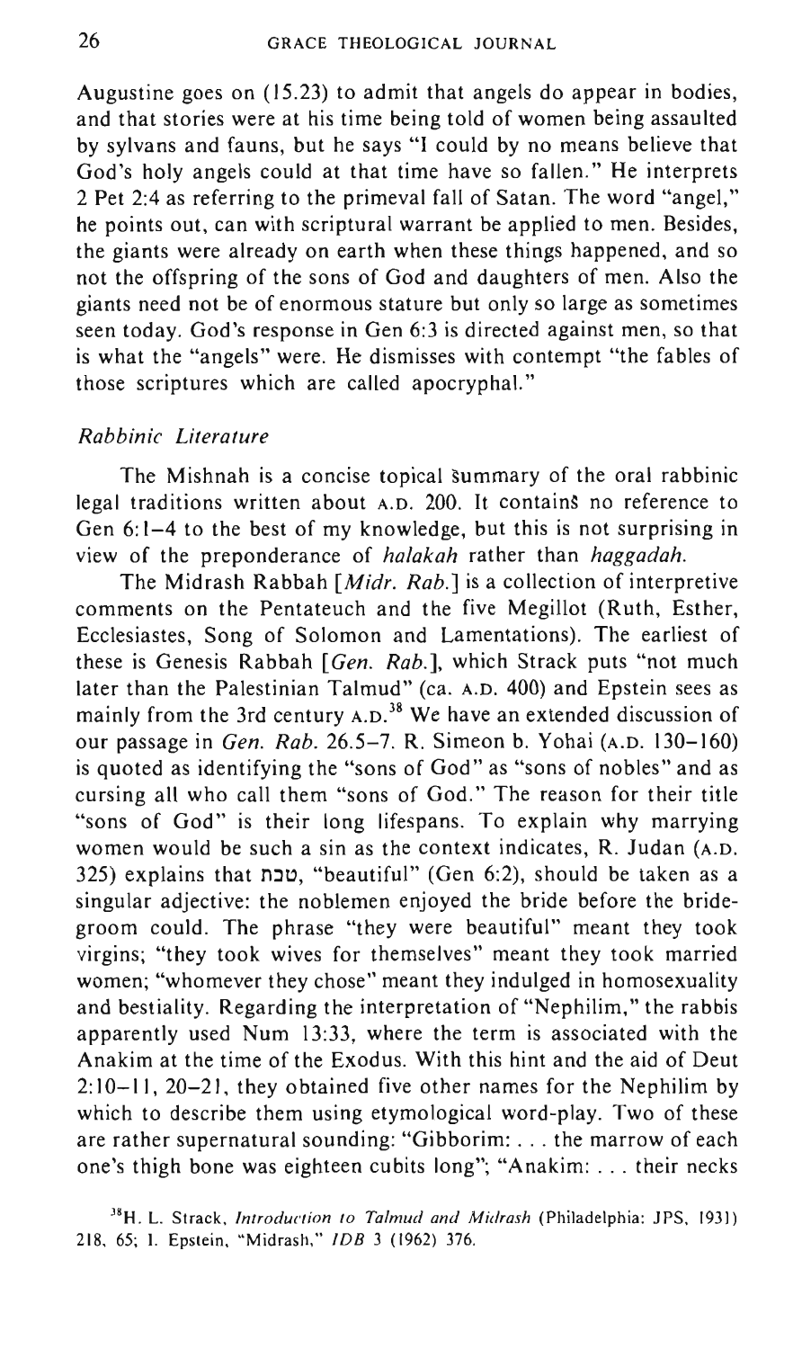Augustine goes on (15.23) to admit that angels do appear in bodies, and that stories were at his time being told of women being assaulted by sylvans and fauns, but he says "I could by no means believe that God's holy angels could at that time have so fallen." He interprets 2 Pet 2:4 as referring to the primeval fall of Satan. The word "angel," he points out, can with scriptural warrant be applied to men. Besides, the giants were already on earth when these things happened, and so not the offspring of the sons of God and daughters of men. Also the giants need not be of enormous stature but only so large as sometimes seen today. God's response in Gen 6:3 is directed against men, so that is what the "angels" were. He dismisses with contempt "the fables of those scriptures which are called apocryphal."

### *Rabbinic Literature*

The Mishnah is a concise topical summary of the oral rabbinic legal traditions written about A.D. 200. It contains no reference to Gen 6:1–4 to the best of my knowledge, but this is not surprising in view of the preponderance of *halakah* rather than *haggadah*.

The Midrash Rabbah [*Midr. Rab.*] is a collection of interpretive comments on the Pentateuch and the five Megillot (Ruth, Esther, Ecclesiastes, Song of Solomon and Lamentations). The earliest of these is Genesis Rabbah [*Gen. Rab.*], which Strack puts "not much later than the Palestinian Talmud" (ca. A.D. 400) and Epstein sees as mainly from the 3rd century A.D.[38] We have an extended discussion of our passage in *Gen. Rab.* 26.5–7. R. Simeon b. Yohai (A.D. 130–160) is quoted as identifying the "sons of God" as "sons of nobles" and as cursing all who call them "sons of God." The reason for their title "sons of God" is their long lifespans. To explain why marrying women would be such a sin as the context indicates, R. Judan (A.D. 325) explains that טבת, "beautiful" (Gen 6:2), should be taken as a singular adjective: the noblemen enjoyed the bride before the bridegroom could. The phrase "they were beautiful" meant they took virgins; "they took wives for themselves" meant they took married women; "whomever they chose" meant they indulged in homosexuality and bestiality. Regarding the interpretation of "Nephilim," the rabbis apparently used Num 13:33, where the term is associated with the Anakim at the time of the Exodus. With this hint and the aid of Deut 2:10–11, 20–21, they obtained five other names for the Nephilim by which to describe them using etymological word-play. Two of these are rather supernatural sounding: "Gibborim: . . . the marrow of each one's thigh bone was eighteen cubits long"; "Anakim: . . . their necks

[38] H. L. Strack, *Introduction to Talmud and Midrash* (Philadelphia: JPS, 1931) 218, 65; I. Epstein, "Midrash," *IDB* 3 (1962) 376.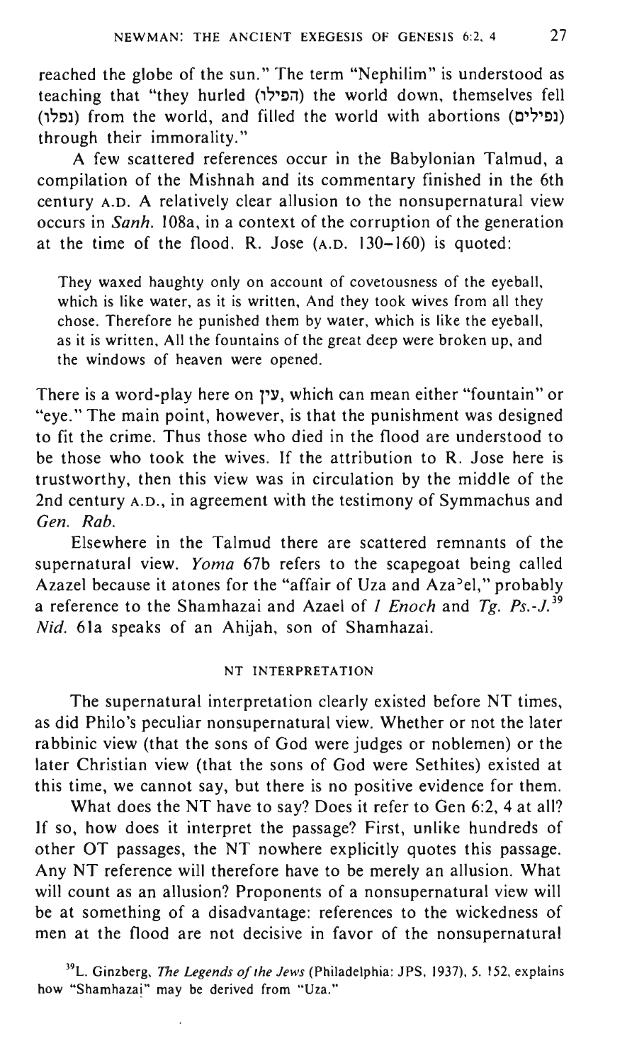reached the globe of the sun." The term "Nephilim" is understood as teaching that "they hurled (הפילו) the world down, themselves fell (נפלו) from the world, and filled the world with abortions (נפילים) through their immorality."

A few scattered references occur in the Babylonian Talmud, a compilation of the Mishnah and its commentary finished in the 6th century A.D. A relatively clear allusion to the nonsupernatural view occurs in *Sanh.* 108a, in a context of the corruption of the generation at the time of the flood. R. Jose (A.D. 130–160) is quoted:

> They waxed haughty only on account of covetousness of the eyeball, which is like water, as it is written, And they took wives from all they chose. Therefore he punished them by water, which is like the eyeball, as it is written, All the fountains of the great deep were broken up, and the windows of heaven were opened.

There is a word-play here on עין, which can mean either "fountain" or "eye." The main point, however, is that the punishment was designed to fit the crime. Thus those who died in the flood are understood to be those who took the wives. If the attribution to R. Jose here is trustworthy, then this view was in circulation by the middle of the 2nd century A.D., in agreement with the testimony of Symmachus and *Gen. Rab.*

Elsewhere in the Talmud there are scattered remnants of the supernatural view. *Yoma* 67b refers to the scapegoat being called Azazel because it atones for the "affair of Uza and Azaʾel," probably a reference to the Shamhazai and Azael of *1 Enoch* and *Tg. Ps.-J.*[39] *Nid.* 61a speaks of an Ahijah, son of Shamhazai.

## NT INTERPRETATION

The supernatural interpretation clearly existed before NT times, as did Philo's peculiar nonsupernatural view. Whether or not the later rabbinic view (that the sons of God were judges or noblemen) or the later Christian view (that the sons of God were Sethites) existed at this time, we cannot say, but there is no positive evidence for them.

What does the NT have to say? Does it refer to Gen 6:2, 4 at all? If so, how does it interpret the passage? First, unlike hundreds of other OT passages, the NT nowhere explicitly quotes this passage. Any NT reference will therefore have to be merely an allusion. What will count as an allusion? Proponents of a nonsupernatural view will be at something of a disadvantage: references to the wickedness of men at the flood are not decisive in favor of the nonsupernatural

[39] L. Ginzberg, *The Legends of the Jews* (Philadelphia: JPS, 1937), 5. 152, explains how "Shamhazai" may be derived from "Uza."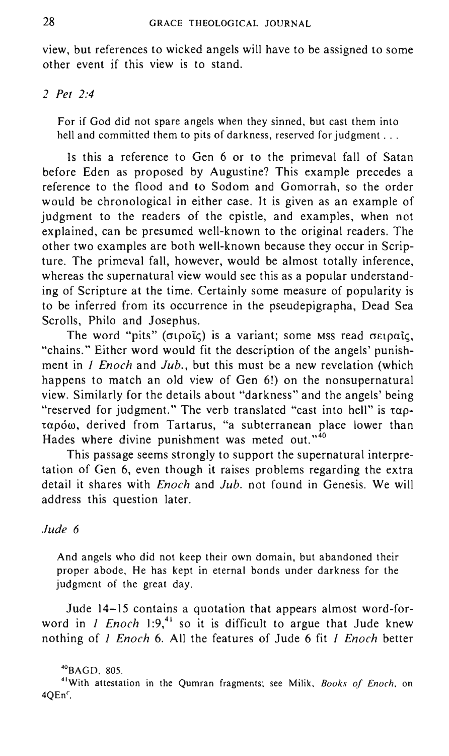view, but references to wicked angels will have to be assigned to some other event if this view is to stand.

*2 Pet 2:4*

> For if God did not spare angels when they sinned, but cast them into hell and committed them to pits of darkness, reserved for judgment . . .

Is this a reference to Gen 6 or to the primeval fall of Satan before Eden as proposed by Augustine? This example precedes a reference to the flood and to Sodom and Gomorrah, so the order would be chronological in either case. It is given as an example of judgment to the readers of the epistle, and examples, when not explained, can be presumed well-known to the original readers. The other two examples are both well-known because they occur in Scripture. The primeval fall, however, would be almost totally inference, whereas the supernatural view would see this as a popular understanding of Scripture at the time. Certainly some measure of popularity is to be inferred from its occurrence in the pseudepigrapha, Dead Sea Scrolls, Philo and Josephus.

The word "pits" (σιροῖς) is a variant; some MSS read σειραῖς, "chains." Either word would fit the description of the angels' punishment in *1 Enoch* and *Jub.*, but this must be a new revelation (which happens to match an old view of Gen 6!) on the nonsupernatural view. Similarly for the details about "darkness" and the angels' being "reserved for judgment." The verb translated "cast into hell" is ταρταρόω, derived from Tartarus, "a subterranean place lower than Hades where divine punishment was meted out."[40]

This passage seems strongly to support the supernatural interpretation of Gen 6, even though it raises problems regarding the extra detail it shares with *Enoch* and *Jub.* not found in Genesis. We will address this question later.

*Jude 6*

> And angels who did not keep their own domain, but abandoned their proper abode, He has kept in eternal bonds under darkness for the judgment of the great day.

Jude 14–15 contains a quotation that appears almost word-for-word in *1 Enoch* 1:9,[41] so it is difficult to argue that Jude knew nothing of *1 Enoch* 6. All the features of Jude 6 fit *1 Enoch* better

[40]BAGD, 805.

[41]With attestation in the Qumran fragments; see Milik, *Books of Enoch*, on 4QEn$^c$.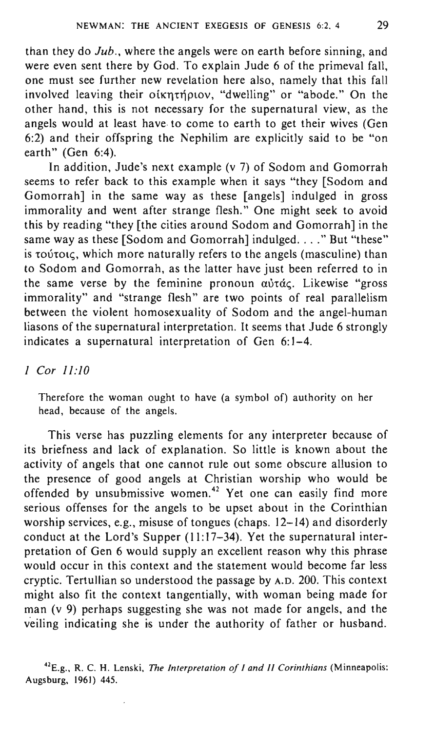than they do *Jub.*, where the angels were on earth before sinning, and were even sent there by God. To explain Jude 6 of the primeval fall, one must see further new revelation here also, namely that this fall involved leaving their οἰκητήριον, "dwelling" or "abode." On the other hand, this is not necessary for the supernatural view, as the angels would at least have to come to earth to get their wives (Gen 6:2) and their offspring the Nephilim are explicitly said to be "on earth" (Gen 6:4).

In addition, Jude's next example (v 7) of Sodom and Gomorrah seems to refer back to this example when it says "they [Sodom and Gomorrah] in the same way as these [angels] indulged in gross immorality and went after strange flesh." One might seek to avoid this by reading "they [the cities around Sodom and Gomorrah] in the same way as these [Sodom and Gomorrah] indulged. . . ." But "these" is τούτοις, which more naturally refers to the angels (masculine) than to Sodom and Gomorrah, as the latter have just been referred to in the same verse by the feminine pronoun αὐτάς. Likewise "gross immorality" and "strange flesh" are two points of real parallelism between the violent homosexuality of Sodom and the angel-human liasons of the supernatural interpretation. It seems that Jude 6 strongly indicates a supernatural interpretation of Gen 6:1–4.

*1 Cor 11:10*

> Therefore the woman ought to have (a symbol of) authority on her head, because of the angels.

This verse has puzzling elements for any interpreter because of its briefness and lack of explanation. So little is known about the activity of angels that one cannot rule out some obscure allusion to the presence of good angels at Christian worship who would be offended by unsubmissive women.[42] Yet one can easily find more serious offenses for the angels to be upset about in the Corinthian worship services, e.g., misuse of tongues (chaps. 12–14) and disorderly conduct at the Lord's Supper (11:17–34). Yet the supernatural interpretation of Gen 6 would supply an excellent reason why this phrase would occur in this context and the statement would become far less cryptic. Tertullian so understood the passage by A.D. 200. This context might also fit the context tangentially, with woman being made for man (v 9) perhaps suggesting she was not made for angels, and the veiling indicating she is under the authority of father or husband.

[42] E.g., R. C. H. Lenski, *The Interpretation of I and II Corinthians* (Minneapolis: Augsburg, 1961) 445.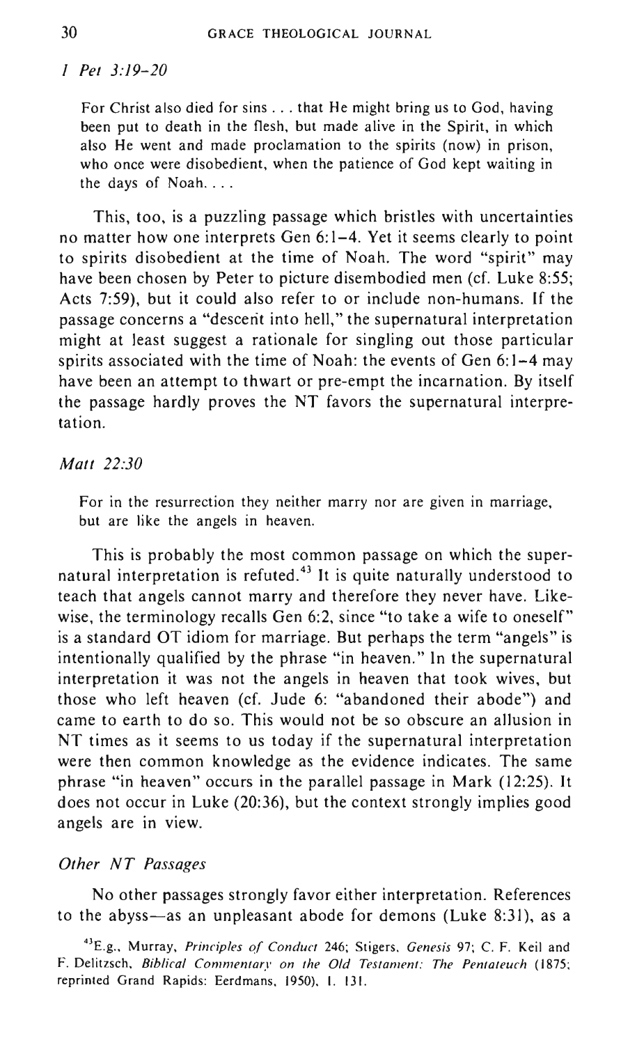*1 Pet 3:19–20*

> For Christ also died for sins . . . that He might bring us to God, having been put to death in the flesh, but made alive in the Spirit, in which also He went and made proclamation to the spirits (now) in prison, who once were disobedient, when the patience of God kept waiting in the days of Noah. . . .

This, too, is a puzzling passage which bristles with uncertainties no matter how one interprets Gen 6:1–4. Yet it seems clearly to point to spirits disobedient at the time of Noah. The word "spirit" may have been chosen by Peter to picture disembodied men (cf. Luke 8:55; Acts 7:59), but it could also refer to or include non-humans. If the passage concerns a "descent into hell," the supernatural interpretation might at least suggest a rationale for singling out those particular spirits associated with the time of Noah: the events of Gen 6:1–4 may have been an attempt to thwart or pre-empt the incarnation. By itself the passage hardly proves the NT favors the supernatural interpretation.

*Matt 22:30*

> For in the resurrection they neither marry nor are given in marriage, but are like the angels in heaven.

This is probably the most common passage on which the supernatural interpretation is refuted.[43] It is quite naturally understood to teach that angels cannot marry and therefore they never have. Likewise, the terminology recalls Gen 6:2, since "to take a wife to oneself" is a standard OT idiom for marriage. But perhaps the term "angels" is intentionally qualified by the phrase "in heaven." In the supernatural interpretation it was not the angels in heaven that took wives, but those who left heaven (cf. Jude 6: "abandoned their abode") and came to earth to do so. This would not be so obscure an allusion in NT times as it seems to us today if the supernatural interpretation were then common knowledge as the evidence indicates. The same phrase "in heaven" occurs in the parallel passage in Mark (12:25). It does not occur in Luke (20:36), but the context strongly implies good angels are in view.

*Other NT Passages*

No other passages strongly favor either interpretation. References to the abyss—as an unpleasant abode for demons (Luke 8:31), as a

[43] E.g., Murray, *Principles of Conduct* 246; Stigers, *Genesis* 97; C. F. Keil and F. Delitzsch, *Biblical Commentary on the Old Testament: The Pentateuch* (1875; reprinted Grand Rapids: Eerdmans, 1950), I. 131.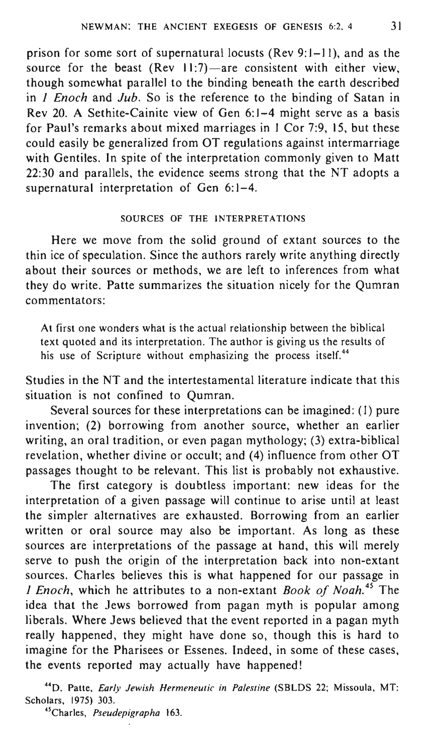prison for some sort of supernatural locusts (Rev 9:1–11), and as the source for the beast (Rev 11:7)—are consistent with either view, though somewhat parallel to the binding beneath the earth described in *1 Enoch* and *Jub.* So is the reference to the binding of Satan in Rev 20. A Sethite-Cainite view of Gen 6:1–4 might serve as a basis for Paul's remarks about mixed marriages in 1 Cor 7:9, 15, but these could easily be generalized from OT regulations against intermarriage with Gentiles. In spite of the interpretation commonly given to Matt 22:30 and parallels, the evidence seems strong that the NT adopts a supernatural interpretation of Gen 6:1–4.

## SOURCES OF THE INTERPRETATIONS

Here we move from the solid ground of extant sources to the thin ice of speculation. Since the authors rarely write anything directly about their sources or methods, we are left to inferences from what they do write. Patte summarizes the situation nicely for the Qumran commentators:

> At first one wonders what is the actual relationship between the biblical text quoted and its interpretation. The author is giving us the results of his use of Scripture without emphasizing the process itself.[44]

Studies in the NT and the intertestamental literature indicate that this situation is not confined to Qumran.

Several sources for these interpretations can be imagined: (1) pure invention; (2) borrowing from another source, whether an earlier writing, an oral tradition, or even pagan mythology; (3) extra-biblical revelation, whether divine or occult; and (4) influence from other OT passages thought to be relevant. This list is probably not exhaustive.

The first category is doubtless important: new ideas for the interpretation of a given passage will continue to arise until at least the simpler alternatives are exhausted. Borrowing from an earlier written or oral source may also be important. As long as these sources are interpretations of the passage at hand, this will merely serve to push the origin of the interpretation back into non-extant sources. Charles believes this is what happened for our passage in *1 Enoch*, which he attributes to a non-extant *Book of Noah*.[45] The idea that the Jews borrowed from pagan myth is popular among liberals. Where Jews believed that the event reported in a pagan myth really happened, they might have done so, though this is hard to imagine for the Pharisees or Essenes. Indeed, in some of these cases, the events reported may actually have happened!

[44]D. Patte, *Early Jewish Hermeneutic in Palestine* (SBLDS 22; Missoula, MT: Scholars, 1975) 303.

[45]Charles, *Pseudepigrapha* 163.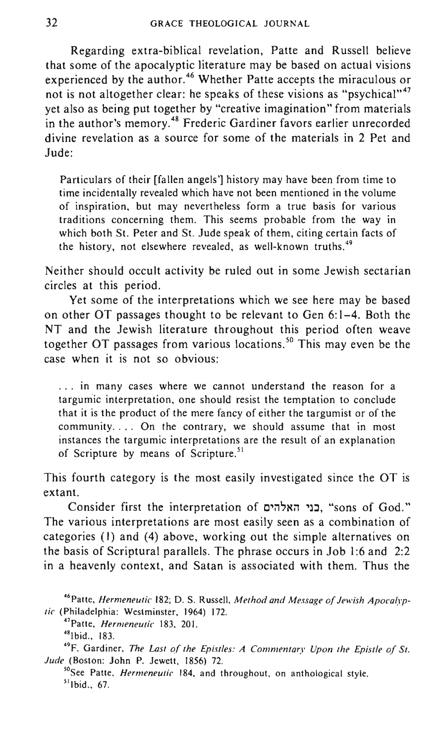Regarding extra-biblical revelation, Patte and Russell believe that some of the apocalyptic literature may be based on actual visions experienced by the author.[46] Whether Patte accepts the miraculous or not is not altogether clear: he speaks of these visions as "psychical"[47] yet also as being put together by "creative imagination" from materials in the author's memory.[48] Frederic Gardiner favors earlier unrecorded divine revelation as a source for some of the materials in 2 Pet and Jude:

> Particulars of their [fallen angels'] history may have been from time to time incidentally revealed which have not been mentioned in the volume of inspiration, but may nevertheless form a true basis for various traditions concerning them. This seems probable from the way in which both St. Peter and St. Jude speak of them, citing certain facts of the history, not elsewhere revealed, as well-known truths.[49]

Neither should occult activity be ruled out in some Jewish sectarian circles at this period.

Yet some of the interpretations which we see here may be based on other OT passages thought to be relevant to Gen 6:1–4. Both the NT and the Jewish literature throughout this period often weave together OT passages from various locations.[50] This may even be the case when it is not so obvious:

> . . . in many cases where we cannot understand the reason for a targumic interpretation, one should resist the temptation to conclude that it is the product of the mere fancy of either the targumist or of the community. . . . On the contrary, we should assume that in most instances the targumic interpretations are the result of an explanation of Scripture by means of Scripture.[51]

This fourth category is the most easily investigated since the OT is extant.

Consider first the interpretation of בני האלהים, "sons of God." The various interpretations are most easily seen as a combination of categories (1) and (4) above, working out the simple alternatives on the basis of Scriptural parallels. The phrase occurs in Job 1:6 and 2:2 in a heavenly context, and Satan is associated with them. Thus the

---

[46] Patte, *Hermeneutic* 182; D. S. Russell, *Method and Message of Jewish Apocalyptic* (Philadelphia: Westminster, 1964) 172.

[47] Patte, *Hermeneutic* 183, 201.

[48] Ibid., 183.

[49] F. Gardiner, *The Last of the Epistles: A Commentary Upon the Epistle of St. Jude* (Boston: John P. Jewett, 1856) 72.

[50] See Patte, *Hermeneutic* 184, and throughout, on anthological style.

[51] Ibid., 67.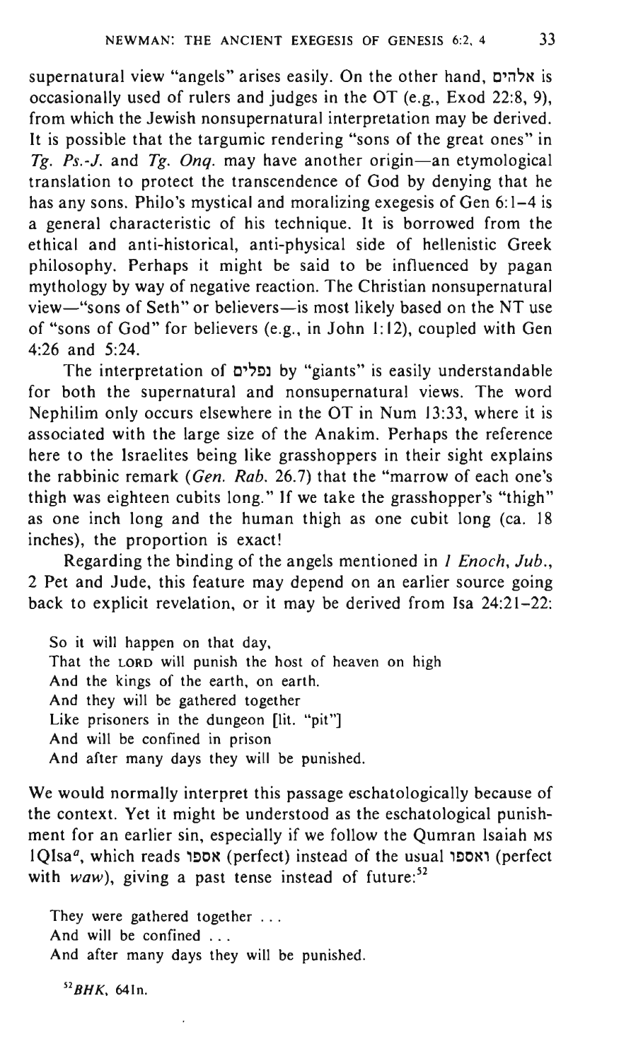supernatural view "angels" arises easily. On the other hand, אלהים is occasionally used of rulers and judges in the OT (e.g., Exod 22:8, 9), from which the Jewish nonsupernatural interpretation may be derived. It is possible that the targumic rendering "sons of the great ones" in *Tg. Ps.-J.* and *Tg. Onq.* may have another origin—an etymological translation to protect the transcendence of God by denying that he has any sons. Philo's mystical and moralizing exegesis of Gen 6:1–4 is a general characteristic of his technique. It is borrowed from the ethical and anti-historical, anti-physical side of hellenistic Greek philosophy. Perhaps it might be said to be influenced by pagan mythology by way of negative reaction. The Christian nonsupernatural view—"sons of Seth" or believers—is most likely based on the NT use of "sons of God" for believers (e.g., in John 1:12), coupled with Gen 4:26 and 5:24.

The interpretation of נפלים by "giants" is easily understandable for both the supernatural and nonsupernatural views. The word Nephilim only occurs elsewhere in the OT in Num 13:33, where it is associated with the large size of the Anakim. Perhaps the reference here to the Israelites being like grasshoppers in their sight explains the rabbinic remark (*Gen. Rab.* 26.7) that the "marrow of each one's thigh was eighteen cubits long." If we take the grasshopper's "thigh" as one inch long and the human thigh as one cubit long (ca. 18 inches), the proportion is exact!

Regarding the binding of the angels mentioned in *1 Enoch*, *Jub.*, 2 Pet and Jude, this feature may depend on an earlier source going back to explicit revelation, or it may be derived from Isa 24:21–22:

> So it will happen on that day,
> That the LORD will punish the host of heaven on high
> And the kings of the earth, on earth.
> And they will be gathered together
> Like prisoners in the dungeon [lit. "pit"]
> And will be confined in prison
> And after many days they will be punished.

We would normally interpret this passage eschatologically because of the context. Yet it might be understood as the eschatological punishment for an earlier sin, especially if we follow the Qumran Isaiah MS 1QIsa$^{a}$, which reads אספו (perfect) instead of the usual ואספו (perfect with *waw*), giving a past tense instead of future:[52]

> They were gathered together . . .
> And will be confined . . .
> And after many days they will be punished.

[52] *BHK*, 641n.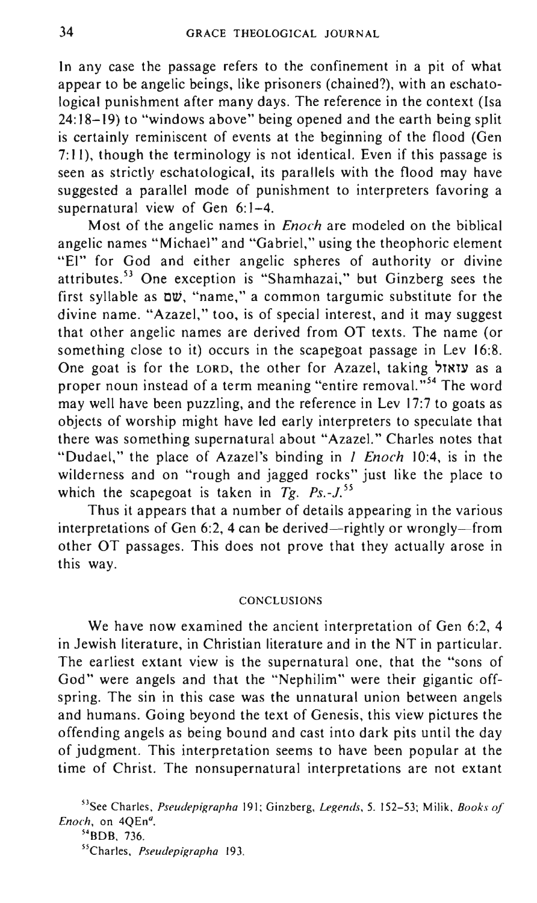In any case the passage refers to the confinement in a pit of what appear to be angelic beings, like prisoners (chained?), with an eschatological punishment after many days. The reference in the context (Isa 24:18–19) to "windows above" being opened and the earth being split is certainly reminiscent of events at the beginning of the flood (Gen 7:11), though the terminology is not identical. Even if this passage is seen as strictly eschatological, its parallels with the flood may have suggested a parallel mode of punishment to interpreters favoring a supernatural view of Gen 6:1–4.

Most of the angelic names in *Enoch* are modeled on the biblical angelic names "Michael" and "Gabriel," using the theophoric element "El" for God and either angelic spheres of authority or divine attributes.[53] One exception is "Shamhazai," but Ginzberg sees the first syllable as שם, "name," a common targumic substitute for the divine name. "Azazel," too, is of special interest, and it may suggest that other angelic names are derived from OT texts. The name (or something close to it) occurs in the scapegoat passage in Lev 16:8. One goat is for the LORD, the other for Azazel, taking עזאזל as a proper noun instead of a term meaning "entire removal."[54] The word may well have been puzzling, and the reference in Lev 17:7 to goats as objects of worship might have led early interpreters to speculate that there was something supernatural about "Azazel." Charles notes that "Dudael," the place of Azazel's binding in *1 Enoch* 10:4, is in the wilderness and on "rough and jagged rocks" just like the place to which the scapegoat is taken in *Tg. Ps.-J.*[55]

Thus it appears that a number of details appearing in the various interpretations of Gen 6:2, 4 can be derived—rightly or wrongly—from other OT passages. This does not prove that they actually arose in this way.

## CONCLUSIONS

We have now examined the ancient interpretation of Gen 6:2, 4 in Jewish literature, in Christian literature and in the NT in particular. The earliest extant view is the supernatural one, that the "sons of God" were angels and that the "Nephilim" were their gigantic offspring. The sin in this case was the unnatural union between angels and humans. Going beyond the text of Genesis, this view pictures the offending angels as being bound and cast into dark pits until the day of judgment. This interpretation seems to have been popular at the time of Christ. The nonsupernatural interpretations are not extant

[53] See Charles, *Pseudepigrapha* 191; Ginzberg, *Legends*, 5. 152–53; Milik, *Books of Enoch*, on 4QEn$^a$.

[54] BDB, 736.

[55] Charles, *Pseudepigrapha* 193.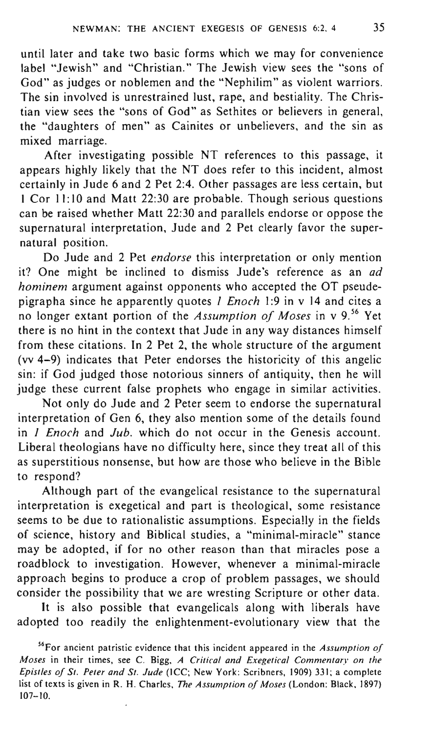until later and take two basic forms which we may for convenience label "Jewish" and "Christian." The Jewish view sees the "sons of God" as judges or noblemen and the "Nephilim" as violent warriors. The sin involved is unrestrained lust, rape, and bestiality. The Christian view sees the "sons of God" as Sethites or believers in general, the "daughters of men" as Cainites or unbelievers, and the sin as mixed marriage.

After investigating possible NT references to this passage, it appears highly likely that the NT does refer to this incident, almost certainly in Jude 6 and 2 Pet 2:4. Other passages are less certain, but 1 Cor 11:10 and Matt 22:30 are probable. Though serious questions can be raised whether Matt 22:30 and parallels endorse or oppose the supernatural interpretation, Jude and 2 Pet clearly favor the supernatural position.

Do Jude and 2 Pet *endorse* this interpretation or only mention it? One might be inclined to dismiss Jude's reference as an *ad hominem* argument against opponents who accepted the OT pseudepigrapha since he apparently quotes *1 Enoch* 1:9 in v 14 and cites a no longer extant portion of the *Assumption of Moses* in v 9.[56] Yet there is no hint in the context that Jude in any way distances himself from these citations. In 2 Pet 2, the whole structure of the argument (vv 4–9) indicates that Peter endorses the historicity of this angelic sin: if God judged those notorious sinners of antiquity, then he will judge these current false prophets who engage in similar activities.

Not only do Jude and 2 Peter seem to endorse the supernatural interpretation of Gen 6, they also mention some of the details found in *1 Enoch* and *Jub.* which do not occur in the Genesis account. Liberal theologians have no difficulty here, since they treat all of this as superstitious nonsense, but how are those who believe in the Bible to respond?

Although part of the evangelical resistance to the supernatural interpretation is exegetical and part is theological, some resistance seems to be due to rationalistic assumptions. Especially in the fields of science, history and Biblical studies, a "minimal-miracle" stance may be adopted, if for no other reason than that miracles pose a roadblock to investigation. However, whenever a minimal-miracle approach begins to produce a crop of problem passages, we should consider the possibility that we are wresting Scripture or other data.

It is also possible that evangelicals along with liberals have adopted too readily the enlightenment-evolutionary view that the

[56] For ancient patristic evidence that this incident appeared in the *Assumption of Moses* in their times, see C. Bigg, *A Critical and Exegetical Commentary on the Epistles of St. Peter and St. Jude* (ICC; New York: Scribners, 1909) 331; a complete list of texts is given in R. H. Charles, *The Assumption of Moses* (London: Black, 1897) 107–10.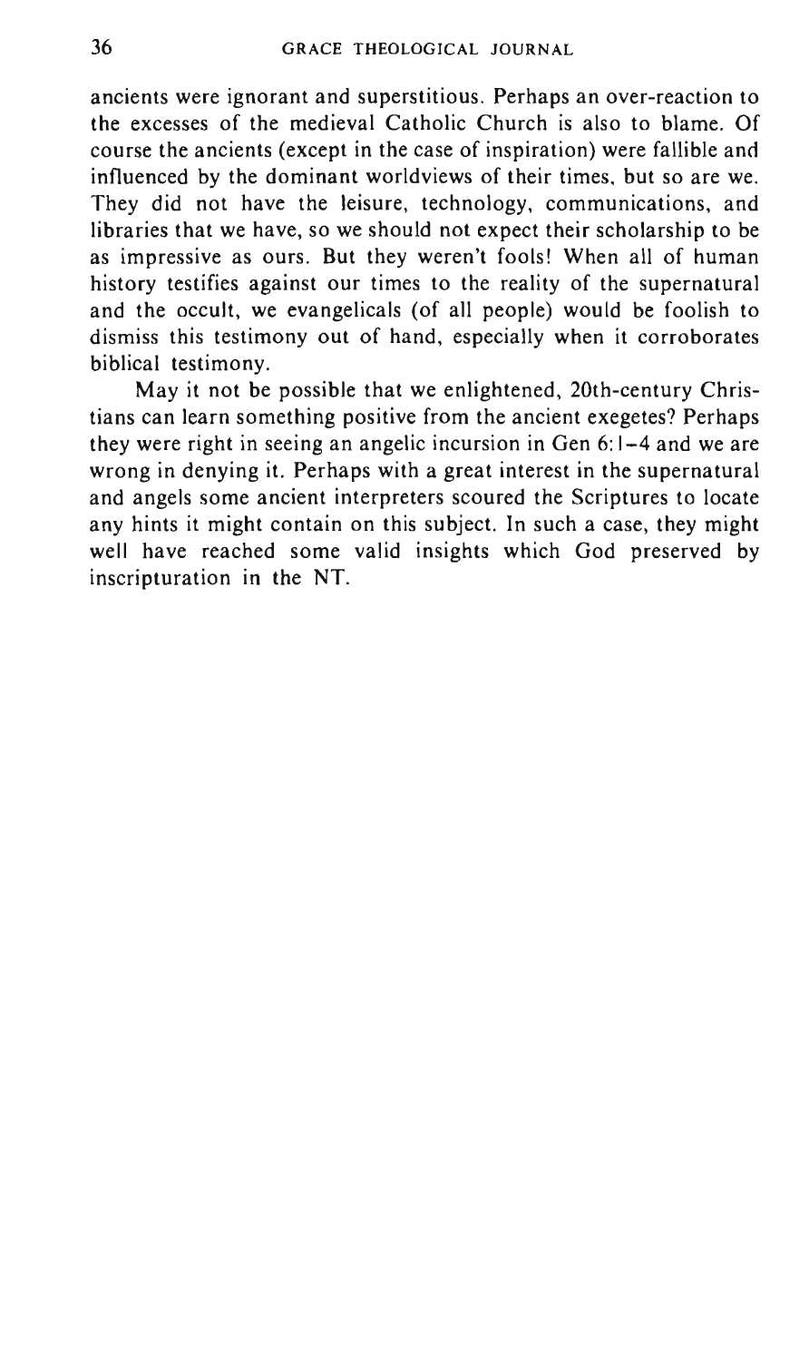ancients were ignorant and superstitious. Perhaps an over-reaction to the excesses of the medieval Catholic Church is also to blame. Of course the ancients (except in the case of inspiration) were fallible and influenced by the dominant worldviews of their times, but so are we. They did not have the leisure, technology, communications, and libraries that we have, so we should not expect their scholarship to be as impressive as ours. But they weren't fools! When all of human history testifies against our times to the reality of the supernatural and the occult, we evangelicals (of all people) would be foolish to dismiss this testimony out of hand, especially when it corroborates biblical testimony.

May it not be possible that we enlightened, 20th-century Christians can learn something positive from the ancient exegetes? Perhaps they were right in seeing an angelic incursion in Gen 6:1–4 and we are wrong in denying it. Perhaps with a great interest in the supernatural and angels some ancient interpreters scoured the Scriptures to locate any hints it might contain on this subject. In such a case, they might well have reached some valid insights which God preserved by inscripturation in the NT.